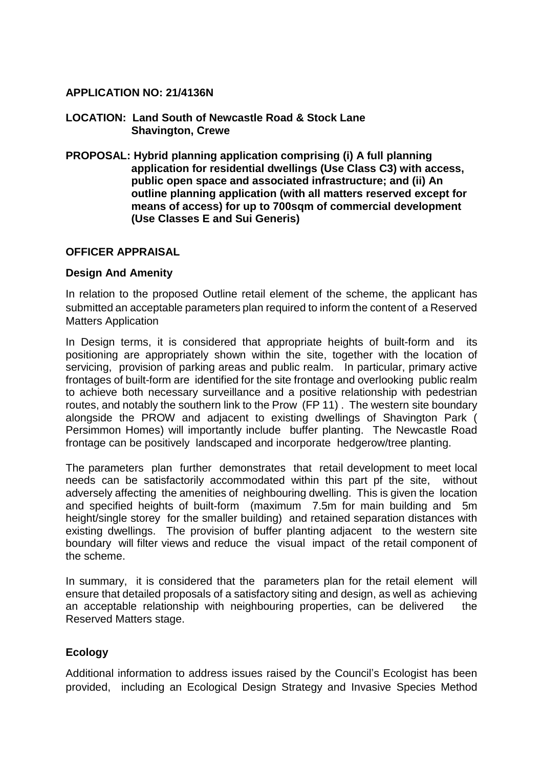**APPLICATION NO: 21/4136N**

**LOCATION: Land South of Newcastle Road & Stock Lane Shavington, Crewe**

**PROPOSAL: Hybrid planning application comprising (i) A full planning application for residential dwellings (Use Class C3) with access, public open space and associated infrastructure; and (ii) An outline planning application (with all matters reserved except for means of access) for up to 700sqm of commercial development (Use Classes E and Sui Generis)**

**OFFICER APPRAISAL**

**Design And Amenity**

In relation to the proposed Outline retail element of the scheme, the applicant has submitted an acceptable parameters plan required to inform the content of a Reserved Matters Application

In Design terms, it is considered that appropriate heights of built-form and its positioning are appropriately shown within the site, together with the location of servicing, provision of parking areas and public realm. In particular, primary active frontages of built-form are identified for the site frontage and overlooking public realm to achieve both necessary surveillance and a positive relationship with pedestrian routes, and notably the southern link to the Prow (FP 11) . The western site boundary alongside the PROW and adjacent to existing dwellings of Shavington Park ( Persimmon Homes) will importantly include buffer planting. The Newcastle Road frontage can be positively landscaped and incorporate hedgerow/tree planting.

The parameters plan further demonstrates that retail development to meet local needs can be satisfactorily accommodated within this part pf the site, without adversely affecting the amenities of neighbouring dwelling. This is given the location and specified heights of built-form (maximum 7.5m for main building and 5m height/single storey for the smaller building) and retained separation distances with existing dwellings. The provision of buffer planting adjacent to the western site boundary will filter views and reduce the visual impact of the retail component of the scheme.

In summary, it is considered that the parameters plan for the retail element will ensure that detailed proposals of a satisfactory siting and design, as well as achieving an acceptable relationship with neighbouring properties, can be delivered the Reserved Matters stage.

**Ecology**

Additional information to address issues raised by the Council's Ecologist has been provided, including an Ecological Design Strategy and Invasive Species Method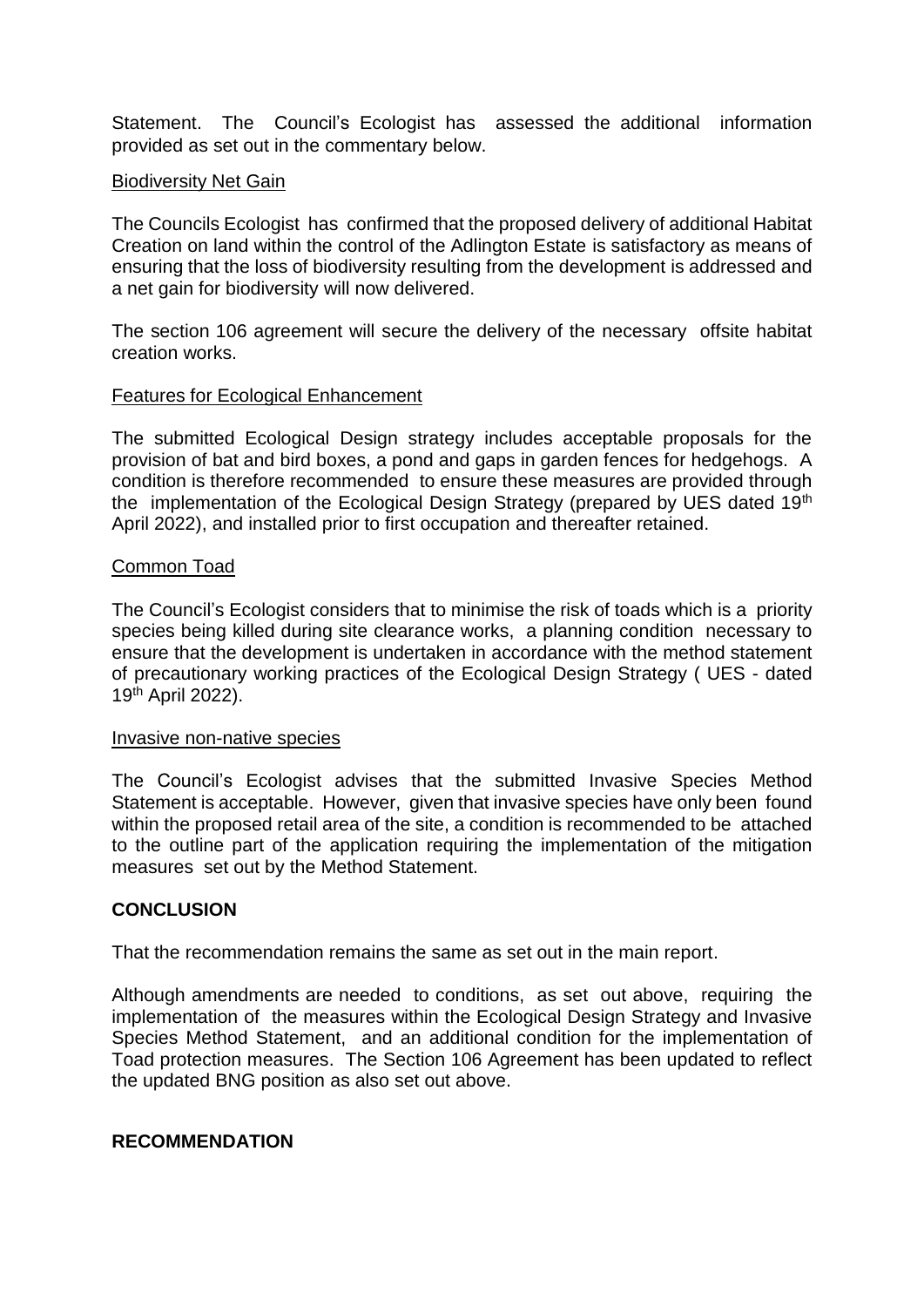Statement. The Council's Ecologist has assessed the additional information provided as set out in the commentary below.

Biodiversity Net Gain

The Councils Ecologist has confirmed that the proposed delivery of additional Habitat Creation on land within the control of the Adlington Estate is satisfactory as means of ensuring that the loss of biodiversity resulting from the development is addressed and a net gain for biodiversity will now delivered.

The section 106 agreement will secure the delivery of the necessary offsite habitat creation works.

Features for Ecological Enhancement

The submitted Ecological Design strategy includes acceptable proposals for the provision of bat and bird boxes, a pond and gaps in garden fences for hedgehogs. A condition is therefore recommended to ensure these measures are provided through the implementation of the Ecological Design Strategy (prepared by UES dated 19th April 2022), and installed prior to first occupation and thereafter retained.

Common Toad

The Council's Ecologist considers that to minimise the risk of toads which is a priority species being killed during site clearance works, a planning condition necessary to ensure that the development is undertaken in accordance with the method statement of precautionary working practices of the Ecological Design Strategy ( UES - dated 19th April 2022).

Invasive non-native species

The Council's Ecologist advises that the submitted Invasive Species Method Statement is acceptable. However, given that invasive species have only been found within the proposed retail area of the site, a condition is recommended to be attached to the outline part of the application requiring the implementation of the mitigation measures set out by the Method Statement.

**CONCLUSION**

That the recommendation remains the same as set out in the main report.

Although amendments are needed to conditions, as set out above, requiring the implementation of the measures within the Ecological Design Strategy and Invasive Species Method Statement, and an additional condition for the implementation of Toad protection measures. The Section 106 Agreement has been updated to reflect the updated BNG position as also set out above.

**RECOMMENDATION**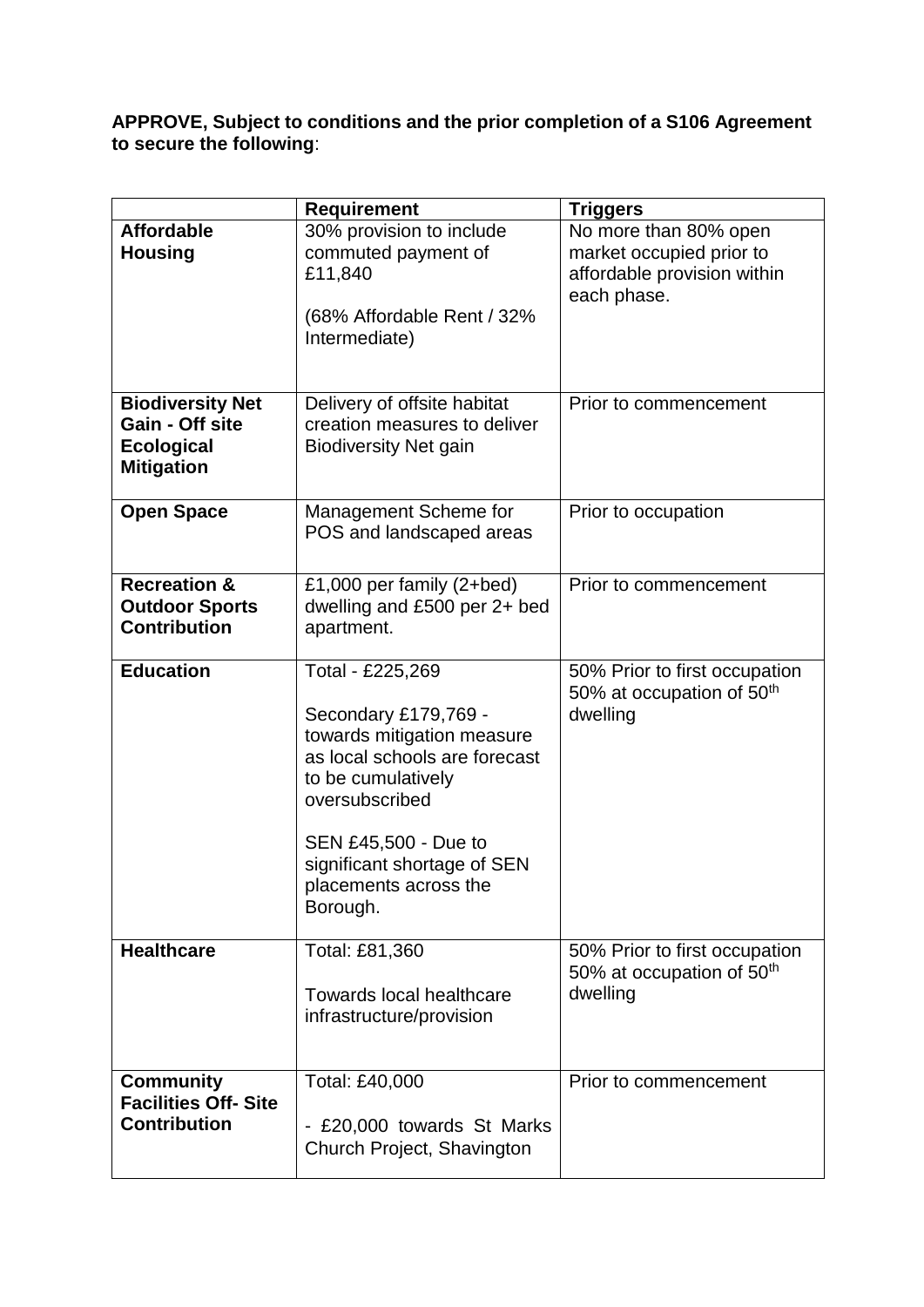**APPROVE, Subject to conditions and the prior completion of a S106 Agreement to secure the following**:

| | Requirement | Triggers |
|---|---|---|
| **Affordable Housing** | 30% provision to include commuted payment of £11,840<br><br>(68% Affordable Rent / 32% Intermediate) | No more than 80% open market occupied prior to affordable provision within each phase. |
| **Biodiversity Net Gain - Off site Ecological Mitigation** | Delivery of offsite habitat creation measures to deliver Biodiversity Net gain | Prior to commencement |
| **Open Space** | Management Scheme for POS and landscaped areas | Prior to occupation |
| **Recreation & Outdoor Sports Contribution** | £1,000 per family (2+bed) dwelling and £500 per 2+ bed apartment. | Prior to commencement |
| **Education** | Total - £225,269<br><br>Secondary £179,769 - towards mitigation measure as local schools are forecast to be cumulatively oversubscribed<br><br>SEN £45,500 - Due to significant shortage of SEN placements across the Borough. | 50% Prior to first occupation<br>50% at occupation of 50th dwelling |
| **Healthcare** | Total: £81,360<br><br>Towards local healthcare infrastructure/provision | 50% Prior to first occupation<br>50% at occupation of 50th dwelling |
| **Community Facilities Off- Site Contribution** | Total: £40,000<br><br>- £20,000 towards St Marks Church Project, Shavington | Prior to commencement |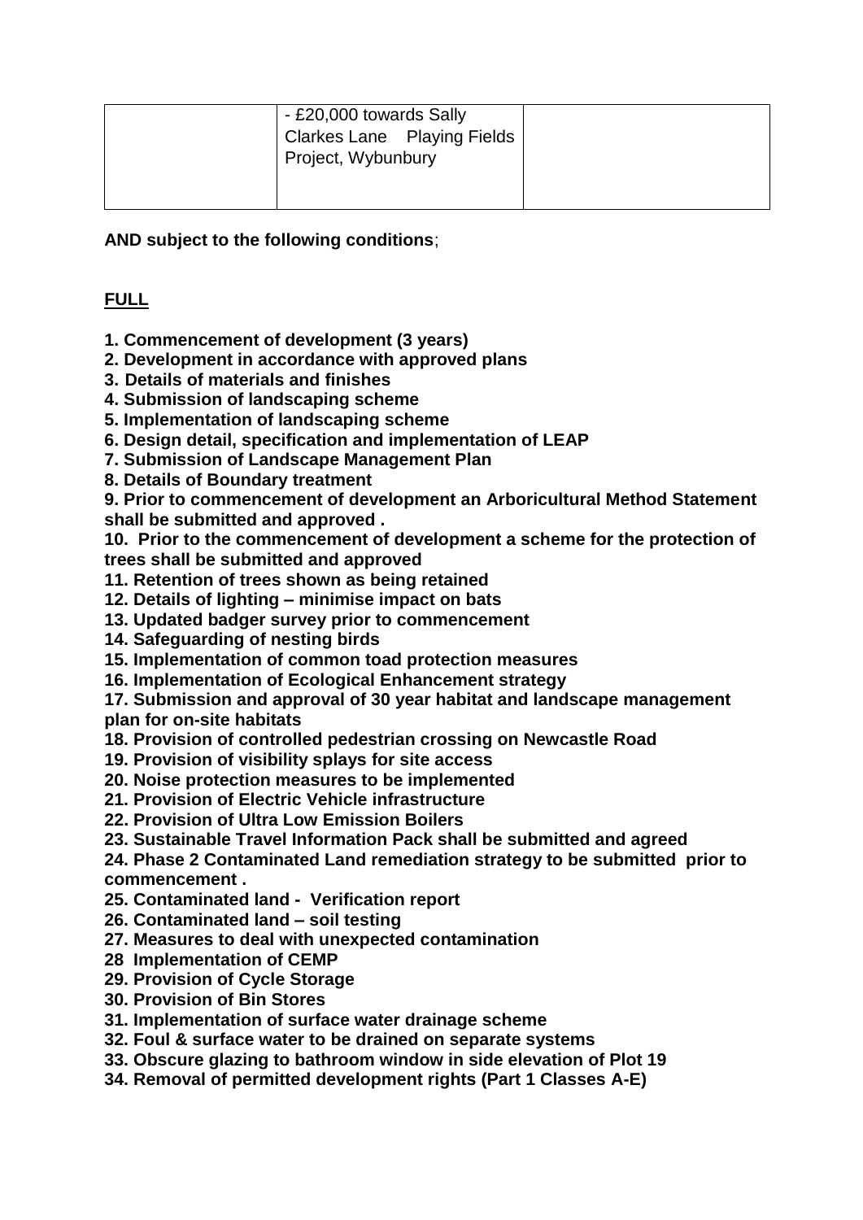|  | - £20,000 towards Sally Clarkes Lane Playing Fields Project, Wybunbury |  |
|---|---|---|

**AND subject to the following conditions**;

**FULL**

**1. Commencement of development (3 years)**
**2. Development in accordance with approved plans**
**3. Details of materials and finishes**
**4. Submission of landscaping scheme**
**5. Implementation of landscaping scheme**
**6. Design detail, specification and implementation of LEAP**
**7. Submission of Landscape Management Plan**
**8. Details of Boundary treatment**
**9. Prior to commencement of development an Arboricultural Method Statement shall be submitted and approved .**
**10. Prior to the commencement of development a scheme for the protection of trees shall be submitted and approved**
**11. Retention of trees shown as being retained**
**12. Details of lighting – minimise impact on bats**
**13. Updated badger survey prior to commencement**
**14. Safeguarding of nesting birds**
**15. Implementation of common toad protection measures**
**16. Implementation of Ecological Enhancement strategy**
**17. Submission and approval of 30 year habitat and landscape management plan for on-site habitats**
**18. Provision of controlled pedestrian crossing on Newcastle Road**
**19. Provision of visibility splays for site access**
**20. Noise protection measures to be implemented**
**21. Provision of Electric Vehicle infrastructure**
**22. Provision of Ultra Low Emission Boilers**
**23. Sustainable Travel Information Pack shall be submitted and agreed**
**24. Phase 2 Contaminated Land remediation strategy to be submitted prior to commencement .**
**25. Contaminated land - Verification report**
**26. Contaminated land – soil testing**
**27. Measures to deal with unexpected contamination**
**28 Implementation of CEMP**
**29. Provision of Cycle Storage**
**30. Provision of Bin Stores**
**31. Implementation of surface water drainage scheme**
**32. Foul & surface water to be drained on separate systems**
**33. Obscure glazing to bathroom window in side elevation of Plot 19**
**34. Removal of permitted development rights (Part 1 Classes A-E)**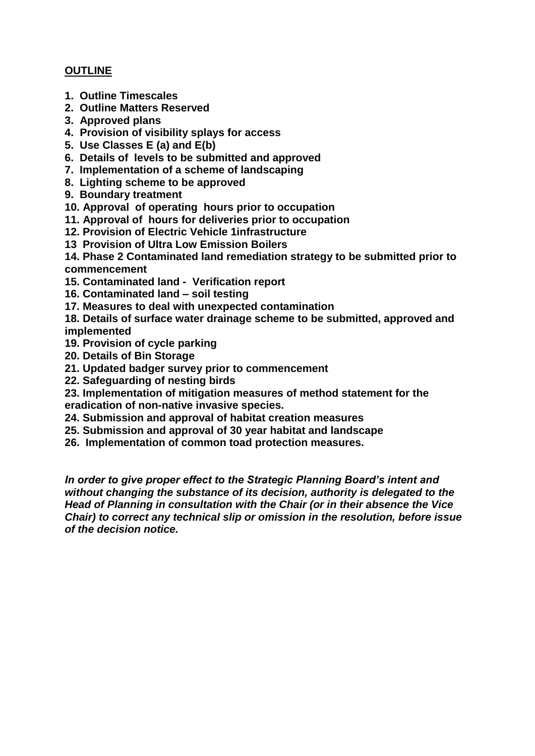**OUTLINE**

**1. Outline Timescales**
**2. Outline Matters Reserved**
**3. Approved plans**
**4. Provision of visibility splays for access**
**5. Use Classes E (a) and E(b)**
**6. Details of levels to be submitted and approved**
**7. Implementation of a scheme of landscaping**
**8. Lighting scheme to be approved**
**9. Boundary treatment**
**10. Approval of operating hours prior to occupation**
**11. Approval of hours for deliveries prior to occupation**
**12. Provision of Electric Vehicle 1infrastructure**
**13 Provision of Ultra Low Emission Boilers**
**14. Phase 2 Contaminated land remediation strategy to be submitted prior to commencement**
**15. Contaminated land - Verification report**
**16. Contaminated land – soil testing**
**17. Measures to deal with unexpected contamination**
**18. Details of surface water drainage scheme to be submitted, approved and implemented**
**19. Provision of cycle parking**
**20. Details of Bin Storage**
**21. Updated badger survey prior to commencement**
**22. Safeguarding of nesting birds**
**23. Implementation of mitigation measures of method statement for the eradication of non-native invasive species.**
**24. Submission and approval of habitat creation measures**
**25. Submission and approval of 30 year habitat and landscape**
**26. Implementation of common toad protection measures.**

***In order to give proper effect to the Strategic Planning Board's intent and without changing the substance of its decision, authority is delegated to the Head of Planning in consultation with the Chair (or in their absence the Vice Chair) to correct any technical slip or omission in the resolution, before issue of the decision notice.***